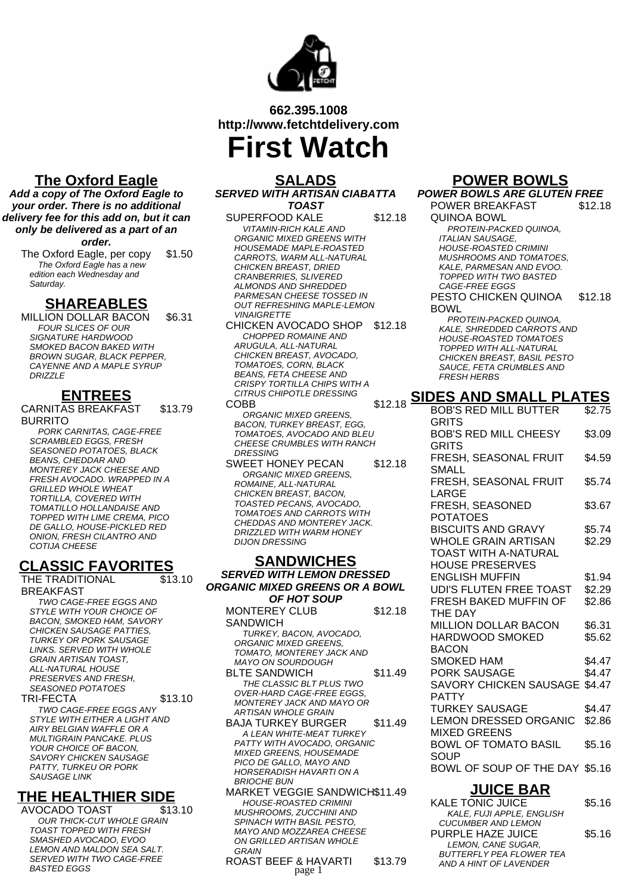**662.395.1008**
**http://www.fetchtdelivery.com**

# First Watch

## The Oxford Eagle

***Add a copy of The Oxford Eagle to your order. There is no additional delivery fee for this add on, but it can only be delivered as a part of an order.***

The Oxford Eagle, per copy — $1.50
*The Oxford Eagle has a new edition each Wednesday and Saturday.*

## SHAREABLES

MILLION DOLLAR BACON — $6.31
*FOUR SLICES OF OUR SIGNATURE HARDWOOD SMOKED BACON BAKED WITH BROWN SUGAR, BLACK PEPPER, CAYENNE AND A MAPLE SYRUP DRIZZLE*

## ENTREES

CARNITAS BREAKFAST BURRITO — $13.79
*PORK CARNITAS, CAGE-FREE SCRAMBLED EGGS, FRESH SEASONED POTATOES, BLACK BEANS, CHEDDAR AND MONTEREY JACK CHEESE AND FRESH AVOCADO. WRAPPED IN A GRILLED WHOLE WHEAT TORTILLA, COVERED WITH TOMATILLO HOLLANDAISE AND TOPPED WITH LIME CREMA, PICO DE GALLO, HOUSE-PICKLED RED ONION, FRESH CILANTRO AND COTIJA CHEESE*

## CLASSIC FAVORITES

THE TRADITIONAL BREAKFAST — $13.10
*TWO CAGE-FREE EGGS AND STYLE WITH YOUR CHOICE OF BACON, SMOKED HAM, SAVORY CHICKEN SAUSAGE PATTIES, TURKEY OR PORK SAUSAGE LINKS. SERVED WITH WHOLE GRAIN ARTISAN TOAST, ALL-NATURAL HOUSE PRESERVES AND FRESH, SEASONED POTATOES*

TRI-FECTA — $13.10
*TWO CAGE-FREE EGGS ANY STYLE WITH EITHER A LIGHT AND AIRY BELGIAN WAFFLE OR A MULTIGRAIN PANCAKE. PLUS YOUR CHOICE OF BACON, SAVORY CHICKEN SAUSAGE PATTY, TURKEU OR PORK SAUSAGE LINK*

## THE HEALTHIER SIDE

AVOCADO TOAST — $13.10
*OUR THICK-CUT WHOLE GRAIN TOAST TOPPED WITH FRESH SMASHED AVOCADO, EVOO LEMON AND MALDON SEA SALT. SERVED WITH TWO CAGE-FREE BASTED EGGS*

## SALADS

***SERVED WITH ARTISAN CIABATTA TOAST***

SUPERFOOD KALE — $12.18
*VITAMIN-RICH KALE AND ORGANIC MIXED GREENS WITH HOUSEMADE MAPLE-ROASTED CARROTS, WARM ALL-NATURAL CHICKEN BREAST, DRIED CRANBERRIES, SLIVERED ALMONDS AND SHREDDED PARMESAN CHEESE TOSSED IN OUT REFRESHING MAPLE-LEMON VINAIGRETTE*

CHICKEN AVOCADO SHOP — $12.18
*CHOPPED ROMAINE AND ARUGULA, ALL-NATURAL CHICKEN BREAST, AVOCADO, TOMATOES, CORN, BLACK BEANS, FETA CHEESE AND CRISPY TORTILLA CHIPS WITH A CITRUS CHIPOTLE DRESSING*

COBB — $12.18
*ORGANIC MIXED GREENS, BACON, TURKEY BREAST, EGG, TOMATOES, AVOCADO AND BLEU CHEESE CRUMBLES WITH RANCH DRESSING*

SWEET HONEY PECAN — $12.18
*ORGANIC MIXED GREENS, ROMAINE, ALL-NATURAL CHICKEN BREAST, BACON, TOASTED PECANS, AVOCADO, TOMATOES AND CARROTS WITH CHEDDAS AND MONTEREY JACK. DRIZZLED WITH WARM HONEY DIJON DRESSING*

## SANDWICHES

***SERVED WITH LEMON DRESSED ORGANIC MIXED GREENS OR A BOWL OF HOT SOUP***

MONTEREY CLUB SANDWICH — $12.18
*TURKEY, BACON, AVOCADO, ORGANIC MIXED GREENS, TOMATO, MONTEREY JACK AND MAYO ON SOURDOUGH*

BLTE SANDWICH — $11.49
*THE CLASSIC BLT PLUS TWO OVER-HARD CAGE-FREE EGGS, MONTEREY JACK AND MAYO OR ARTISAN WHOLE GRAIN*

BAJA TURKEY BURGER — $11.49
*A LEAN WHITE-MEAT TURKEY PATTY WITH AVOCADO, ORGANIC MIXED GREENS, HOUSEMADE PICO DE GALLO, MAYO AND HORSERADISH HAVARTI ON A BRIOCHE BUN*

MARKET VEGGIE SANDWICH — $11.49
*HOUSE-ROASTED CRIMINI MUSHROOMS, ZUCCHINI AND SPINACH WITH BASIL PESTO, MAYO AND MOZZAREA CHEESE ON GRILLED ARTISAN WHOLE GRAIN*

ROAST BEEF & HAVARTI — $13.79

## POWER BOWLS

***POWER BOWLS ARE GLUTEN FREE***

POWER BREAKFAST QUINOA BOWL — $12.18
*PROTEIN-PACKED QUINOA, ITALIAN SAUSAGE, HOUSE-ROASTED CRIMINI MUSHROOMS AND TOMATOES, KALE, PARMESAN AND EVOO. TOPPED WITH TWO BASTED CAGE-FREE EGGS*

PESTO CHICKEN QUINOA BOWL — $12.18
*PROTEIN-PACKED QUINOA, KALE, SHREDDED CARROTS AND HOUSE-ROASTED TOMATOES TOPPED WITH ALL-NATURAL CHICKEN BREAST, BASIL PESTO SAUCE, FETA CRUMBLES AND FRESH HERBS*

## SIDES AND SMALL PLATES

| Item | Price |
|---|---|
| BOB'S RED MILL BUTTER GRITS | $2.75 |
| BOB'S RED MILL CHEESY GRITS | $3.09 |
| FRESH, SEASONAL FRUIT SMALL | $4.59 |
| FRESH, SEASONAL FRUIT LARGE | $5.74 |
| FRESH, SEASONED POTATOES | $3.67 |
| BISCUITS AND GRAVY | $5.74 |
| WHOLE GRAIN ARTISAN TOAST WITH A-NATURAL HOUSE PRESERVES | $2.29 |
| ENGLISH MUFFIN | $1.94 |
| UDI'S FLUTEN FREE TOAST | $2.29 |
| FRESH BAKED MUFFIN OF THE DAY | $2.86 |
| MILLION DOLLAR BACON | $6.31 |
| HARDWOOD SMOKED BACON | $5.62 |
| SMOKED HAM | $4.47 |
| PORK SAUSAGE | $4.47 |
| SAVORY CHICKEN SAUSAGE PATTY | $4.47 |
| TURKEY SAUSAGE | $4.47 |
| LEMON DRESSED ORGANIC MIXED GREENS | $2.86 |
| BOWL OF TOMATO BASIL SOUP | $5.16 |
| BOWL OF SOUP OF THE DAY | $5.16 |

## JUICE BAR

KALE TONIC JUICE — $5.16
*KALE, FUJI APPLE, ENGLISH CUCUMBER AND LEMON*

PURPLE HAZE JUICE — $5.16
*LEMON, CANE SUGAR, BUTTERFLY PEA FLOWER TEA AND A HINT OF LAVENDER*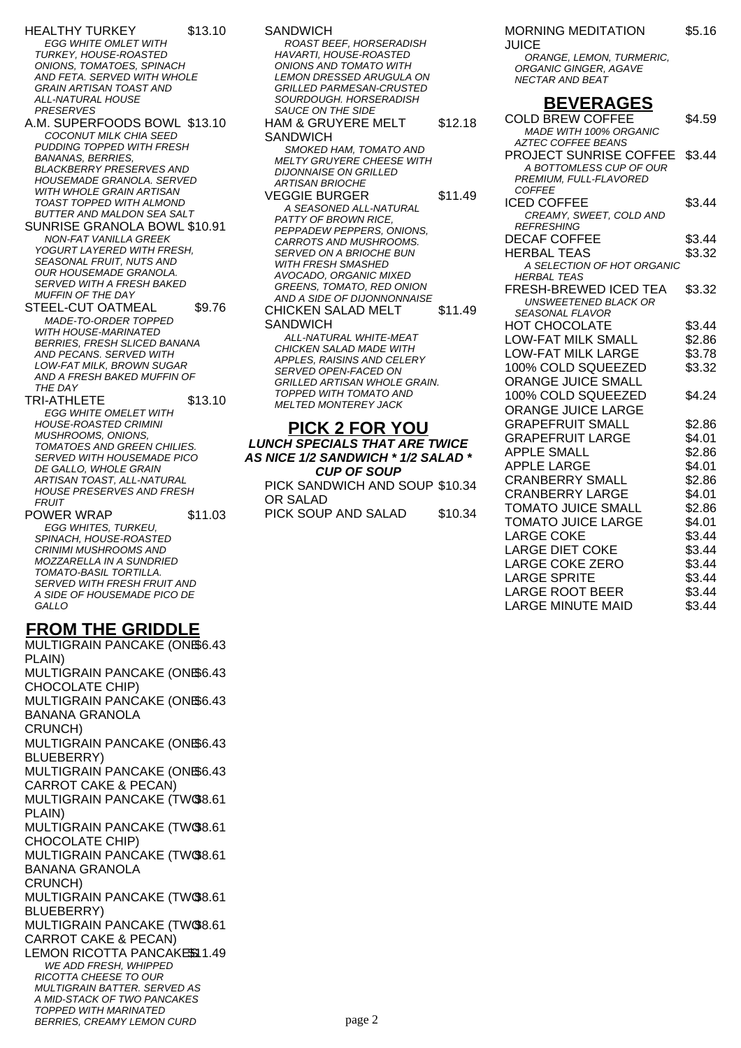HEALTHY TURKEY $13.10

*EGG WHITE OMLET WITH TURKEY, HOUSE-ROASTED ONIONS, TOMATOES, SPINACH AND FETA. SERVED WITH WHOLE GRAIN ARTISAN TOAST AND ALL-NATURAL HOUSE PRESERVES*

A.M. SUPERFOODS BOWL $13.10

*COCONUT MILK CHIA SEED PUDDING TOPPED WITH FRESH BANANAS, BERRIES, BLACKBERRY PRESERVES AND HOUSEMADE GRANOLA. SERVED WITH WHOLE GRAIN ARTISAN TOAST TOPPED WITH ALMOND BUTTER AND MALDON SEA SALT*

SUNRISE GRANOLA BOWL $10.91

*NON-FAT VANILLA GREEK YOGURT LAYERED WITH FRESH, SEASONAL FRUIT, NUTS AND OUR HOUSEMADE GRANOLA. SERVED WITH A FRESH BAKED MUFFIN OF THE DAY*

STEEL-CUT OATMEAL $9.76

*MADE-TO-ORDER TOPPED WITH HOUSE-MARINATED BERRIES, FRESH SLICED BANANA AND PECANS. SERVED WITH LOW-FAT MILK, BROWN SUGAR AND A FRESH BAKED MUFFIN OF THE DAY*

TRI-ATHLETE $13.10

*EGG WHITE OMELET WITH HOUSE-ROASTED CRIMINI MUSHROOMS, ONIONS, TOMATOES AND GREEN CHILIES. SERVED WITH HOUSEMADE PICO DE GALLO, WHOLE GRAIN ARTISAN TOAST, ALL-NATURAL HOUSE PRESERVES AND FRESH FRUIT*

POWER WRAP $11.03

*EGG WHITES, TURKEU, SPINACH, HOUSE-ROASTED CRINIMI MUSHROOMS AND MOZZARELLA IN A SUNDRIED TOMATO-BASIL TORTILLA. SERVED WITH FRESH FRUIT AND A SIDE OF HOUSEMADE PICO DE GALLO*

## FROM THE GRIDDLE

MULTIGRAIN PANCAKE (ONE PLAIN) $6.43

MULTIGRAIN PANCAKE (ONE CHOCOLATE CHIP) $6.43

MULTIGRAIN PANCAKE (ONE BANANA GRANOLA CRUNCH) $6.43

MULTIGRAIN PANCAKE (ONE BLUEBERRY) $6.43

MULTIGRAIN PANCAKE (ONE CARROT CAKE & PECAN) $6.43

MULTIGRAIN PANCAKE (TWO PLAIN) $8.61

MULTIGRAIN PANCAKE (TWO CHOCOLATE CHIP) $8.61

MULTIGRAIN PANCAKE (TWO BANANA GRANOLA CRUNCH) $8.61

MULTIGRAIN PANCAKE (TWO BLUEBERRY) $8.61

MULTIGRAIN PANCAKE (TWO CARROT CAKE & PECAN) $8.61

LEMON RICOTTA PANCAKES $11.49

*WE ADD FRESH, WHIPPED RICOTTA CHEESE TO OUR MULTIGRAIN BATTER. SERVED AS A MID-STACK OF TWO PANCAKES TOPPED WITH MARINATED BERRIES, CREAMY LEMON CURD*

SANDWICH

*ROAST BEEF, HORSERADISH HAVARTI, HOUSE-ROASTED ONIONS AND TOMATO WITH LEMON DRESSED ARUGULA ON GRILLED PARMESAN-CRUSTED SOURDOUGH. HORSERADISH SAUCE ON THE SIDE*

HAM & GRUYERE MELT SANDWICH $12.18

*SMOKED HAM, TOMATO AND MELTY GRUYERE CHEESE WITH DIJONNAISE ON GRILLED ARTISAN BRIOCHE*

VEGGIE BURGER $11.49

*A SEASONED ALL-NATURAL PATTY OF BROWN RICE, PEPPADEW PEPPERS, ONIONS, CARROTS AND MUSHROOMS. SERVED ON A BRIOCHE BUN WITH FRESH SMASHED AVOCADO, ORGANIC MIXED GREENS, TOMATO, RED ONION AND A SIDE OF DIJONNONNAISE*

CHICKEN SALAD MELT SANDWICH $11.49

*ALL-NATURAL WHITE-MEAT CHICKEN SALAD MADE WITH APPLES, RAISINS AND CELERY SERVED OPEN-FACED ON GRILLED ARTISAN WHOLE GRAIN. TOPPED WITH TOMATO AND MELTED MONTEREY JACK*

## PICK 2 FOR YOU

***LUNCH SPECIALS THAT ARE TWICE AS NICE 1/2 SANDWICH * 1/2 SALAD * CUP OF SOUP***

PICK SANDWICH AND SOUP OR SALAD $10.34

PICK SOUP AND SALAD $10.34

MORNING MEDITATION JUICE $5.16

*ORANGE, LEMON, TURMERIC, ORGANIC GINGER, AGAVE NECTAR AND BEAT*

## BEVERAGES

COLD BREW COFFEE $4.59

*MADE WITH 100% ORGANIC AZTEC COFFEE BEANS*

PROJECT SUNRISE COFFEE $3.44

*A BOTTOMLESS CUP OF OUR PREMIUM, FULL-FLAVORED COFFEE*

ICED COFFEE $3.44

*CREAMY, SWEET, COLD AND REFRESHING*

DECAF COFFEE $3.44

HERBAL TEAS $3.32

*A SELECTION OF HOT ORGANIC HERBAL TEAS*

FRESH-BREWED ICED TEA $3.32

*UNSWEETENED BLACK OR SEASONAL FLAVOR*

HOT CHOCOLATE $3.44

LOW-FAT MILK SMALL $2.86

LOW-FAT MILK LARGE $3.78

100% COLD SQUEEZED ORANGE JUICE SMALL $3.32

100% COLD SQUEEZED ORANGE JUICE LARGE $4.24

GRAPEFRUIT SMALL $2.86

GRAPEFRUIT LARGE $4.01

APPLE SMALL $2.86

APPLE LARGE $4.01

CRANBERRY SMALL $2.86

CRANBERRY LARGE $4.01

TOMATO JUICE SMALL $2.86

TOMATO JUICE LARGE $4.01

LARGE COKE $3.44

LARGE DIET COKE $3.44

LARGE COKE ZERO $3.44

LARGE SPRITE $3.44

LARGE ROOT BEER $3.44

LARGE MINUTE MAID $3.44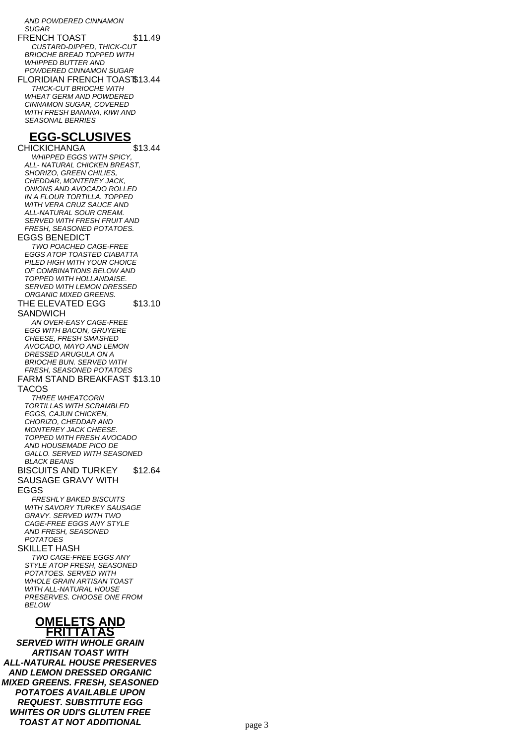*AND POWDERED CINNAMON SUGAR*

FRENCH TOAST $11.49

*CUSTARD-DIPPED, THICK-CUT BRIOCHE BREAD TOPPED WITH WHIPPED BUTTER AND POWDERED CINNAMON SUGAR*

FLORIDIAN FRENCH TOAST $13.44

*THICK-CUT BRIOCHE WITH WHEAT GERM AND POWDERED CINNAMON SUGAR, COVERED WITH FRESH BANANA, KIWI AND SEASONAL BERRIES*

## EGG-SCLUSIVES

CHICKICHANGA $13.44

*WHIPPED EGGS WITH SPICY, ALL- NATURAL CHICKEN BREAST, SHORIZO, GREEN CHILIES, CHEDDAR, MONTEREY JACK, ONIONS AND AVOCADO ROLLED IN A FLOUR TORTILLA. TOPPED WITH VERA CRUZ SAUCE AND ALL-NATURAL SOUR CREAM. SERVED WITH FRESH FRUIT AND FRESH, SEASONED POTATOES.*

EGGS BENEDICT

*TWO POACHED CAGE-FREE EGGS ATOP TOASTED CIABATTA PILED HIGH WITH YOUR CHOICE OF COMBINATIONS BELOW AND TOPPED WITH HOLLANDAISE. SERVED WITH LEMON DRESSED ORGANIC MIXED GREENS.*

THE ELEVATED EGG SANDWICH $13.10

*AN OVER-EASY CAGE-FREE EGG WITH BACON, GRUYERE CHEESE, FRESH SMASHED AVOCADO, MAYO AND LEMON DRESSED ARUGULA ON A BRIOCHE BUN. SERVED WITH FRESH, SEASONED POTATOES*

FARM STAND BREAKFAST TACOS $13.10

*THREE WHEATCORN TORTILLAS WITH SCRAMBLED EGGS, CAJUN CHICKEN, CHORIZO, CHEDDAR AND MONTEREY JACK CHEESE. TOPPED WITH FRESH AVOCADO AND HOUSEMADE PICO DE GALLO. SERVED WITH SEASONED BLACK BEANS*

BISCUITS AND TURKEY SAUSAGE GRAVY WITH EGGS $12.64

*FRESHLY BAKED BISCUITS WITH SAVORY TURKEY SAUSAGE GRAVY. SERVED WITH TWO CAGE-FREE EGGS ANY STYLE AND FRESH, SEASONED POTATOES*

SKILLET HASH

*TWO CAGE-FREE EGGS ANY STYLE ATOP FRESH, SEASONED POTATOES. SERVED WITH WHOLE GRAIN ARTISAN TOAST WITH ALL-NATURAL HOUSE PRESERVES. CHOOSE ONE FROM BELOW*

## OMELETS AND FRITTATAS

***SERVED WITH WHOLE GRAIN ARTISAN TOAST WITH ALL-NATURAL HOUSE PRESERVES AND LEMON DRESSED ORGANIC MIXED GREENS. FRESH, SEASONED POTATOES AVAILABLE UPON REQUEST. SUBSTITUTE EGG WHITES OR UDI'S GLUTEN FREE TOAST AT NOT ADDITIONAL***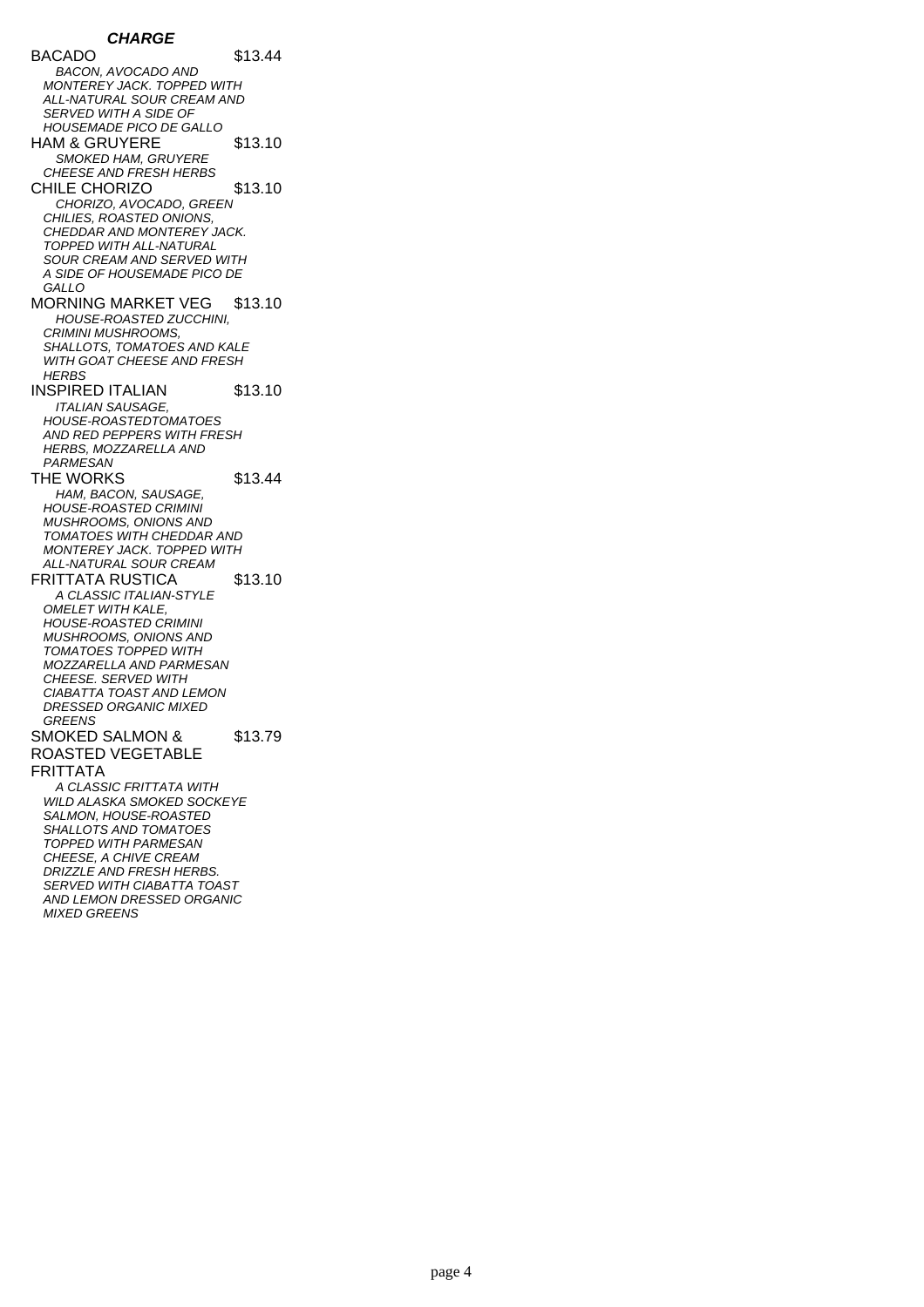**_CHARGE_**

BACADO $13.44

*BACON, AVOCADO AND MONTEREY JACK. TOPPED WITH ALL-NATURAL SOUR CREAM AND SERVED WITH A SIDE OF HOUSEMADE PICO DE GALLO*

HAM & GRUYERE $13.10

*SMOKED HAM, GRUYERE CHEESE AND FRESH HERBS*

CHILE CHORIZO $13.10

*CHORIZO, AVOCADO, GREEN CHILIES, ROASTED ONIONS, CHEDDAR AND MONTEREY JACK. TOPPED WITH ALL-NATURAL SOUR CREAM AND SERVED WITH A SIDE OF HOUSEMADE PICO DE GALLO*

MORNING MARKET VEG $13.10

*HOUSE-ROASTED ZUCCHINI, CRIMINI MUSHROOMS, SHALLOTS, TOMATOES AND KALE WITH GOAT CHEESE AND FRESH HERBS*

INSPIRED ITALIAN $13.10

*ITALIAN SAUSAGE, HOUSE-ROASTEDTOMATOES AND RED PEPPERS WITH FRESH HERBS, MOZZARELLA AND PARMESAN*

THE WORKS $13.44

*HAM, BACON, SAUSAGE, HOUSE-ROASTED CRIMINI MUSHROOMS, ONIONS AND TOMATOES WITH CHEDDAR AND MONTEREY JACK. TOPPED WITH ALL-NATURAL SOUR CREAM*

FRITTATA RUSTICA $13.10

*A CLASSIC ITALIAN-STYLE OMELET WITH KALE, HOUSE-ROASTED CRIMINI MUSHROOMS, ONIONS AND TOMATOES TOPPED WITH MOZZARELLA AND PARMESAN CHEESE. SERVED WITH CIABATTA TOAST AND LEMON DRESSED ORGANIC MIXED GREENS*

SMOKED SALMON & ROASTED VEGETABLE FRITTATA $13.79

*A CLASSIC FRITTATA WITH WILD ALASKA SMOKED SOCKEYE SALMON, HOUSE-ROASTED SHALLOTS AND TOMATOES TOPPED WITH PARMESAN CHEESE, A CHIVE CREAM DRIZZLE AND FRESH HERBS. SERVED WITH CIABATTA TOAST AND LEMON DRESSED ORGANIC MIXED GREENS*